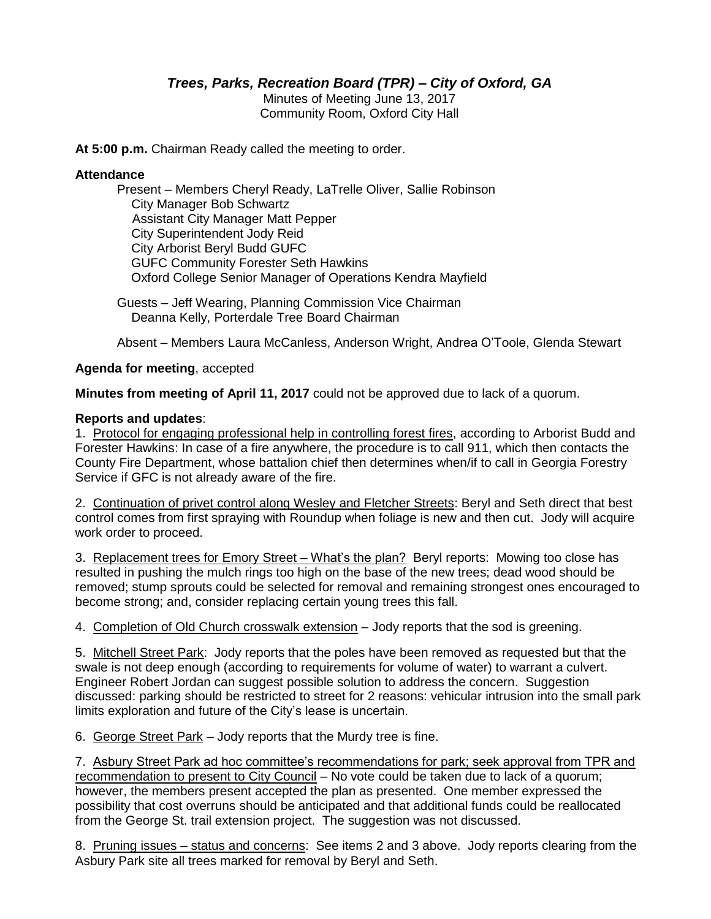# *Trees, Parks, Recreation Board (TPR) – City of Oxford, GA*

Minutes of Meeting June 13, 2017
Community Room, Oxford City Hall

**At 5:00 p.m.** Chairman Ready called the meeting to order.

**Attendance**

Present – Members Cheryl Ready, LaTrelle Oliver, Sallie Robinson
City Manager Bob Schwartz
Assistant City Manager Matt Pepper
City Superintendent Jody Reid
City Arborist Beryl Budd GUFC
GUFC Community Forester Seth Hawkins
Oxford College Senior Manager of Operations Kendra Mayfield

Guests – Jeff Wearing, Planning Commission Vice Chairman
Deanna Kelly, Porterdale Tree Board Chairman

Absent – Members Laura McCanless, Anderson Wright, Andrea O'Toole, Glenda Stewart

**Agenda for meeting**, accepted

**Minutes from meeting of April 11, 2017** could not be approved due to lack of a quorum.

**Reports and updates**:

1. Protocol for engaging professional help in controlling forest fires, according to Arborist Budd and Forester Hawkins: In case of a fire anywhere, the procedure is to call 911, which then contacts the County Fire Department, whose battalion chief then determines when/if to call in Georgia Forestry Service if GFC is not already aware of the fire.

2. Continuation of privet control along Wesley and Fletcher Streets: Beryl and Seth direct that best control comes from first spraying with Roundup when foliage is new and then cut. Jody will acquire work order to proceed.

3. Replacement trees for Emory Street – What's the plan? Beryl reports: Mowing too close has resulted in pushing the mulch rings too high on the base of the new trees; dead wood should be removed; stump sprouts could be selected for removal and remaining strongest ones encouraged to become strong; and, consider replacing certain young trees this fall.

4. Completion of Old Church crosswalk extension – Jody reports that the sod is greening.

5. Mitchell Street Park: Jody reports that the poles have been removed as requested but that the swale is not deep enough (according to requirements for volume of water) to warrant a culvert. Engineer Robert Jordan can suggest possible solution to address the concern. Suggestion discussed: parking should be restricted to street for 2 reasons: vehicular intrusion into the small park limits exploration and future of the City's lease is uncertain.

6. George Street Park – Jody reports that the Murdy tree is fine.

7. Asbury Street Park ad hoc committee's recommendations for park; seek approval from TPR and recommendation to present to City Council – No vote could be taken due to lack of a quorum; however, the members present accepted the plan as presented. One member expressed the possibility that cost overruns should be anticipated and that additional funds could be reallocated from the George St. trail extension project. The suggestion was not discussed.

8. Pruning issues – status and concerns: See items 2 and 3 above. Jody reports clearing from the Asbury Park site all trees marked for removal by Beryl and Seth.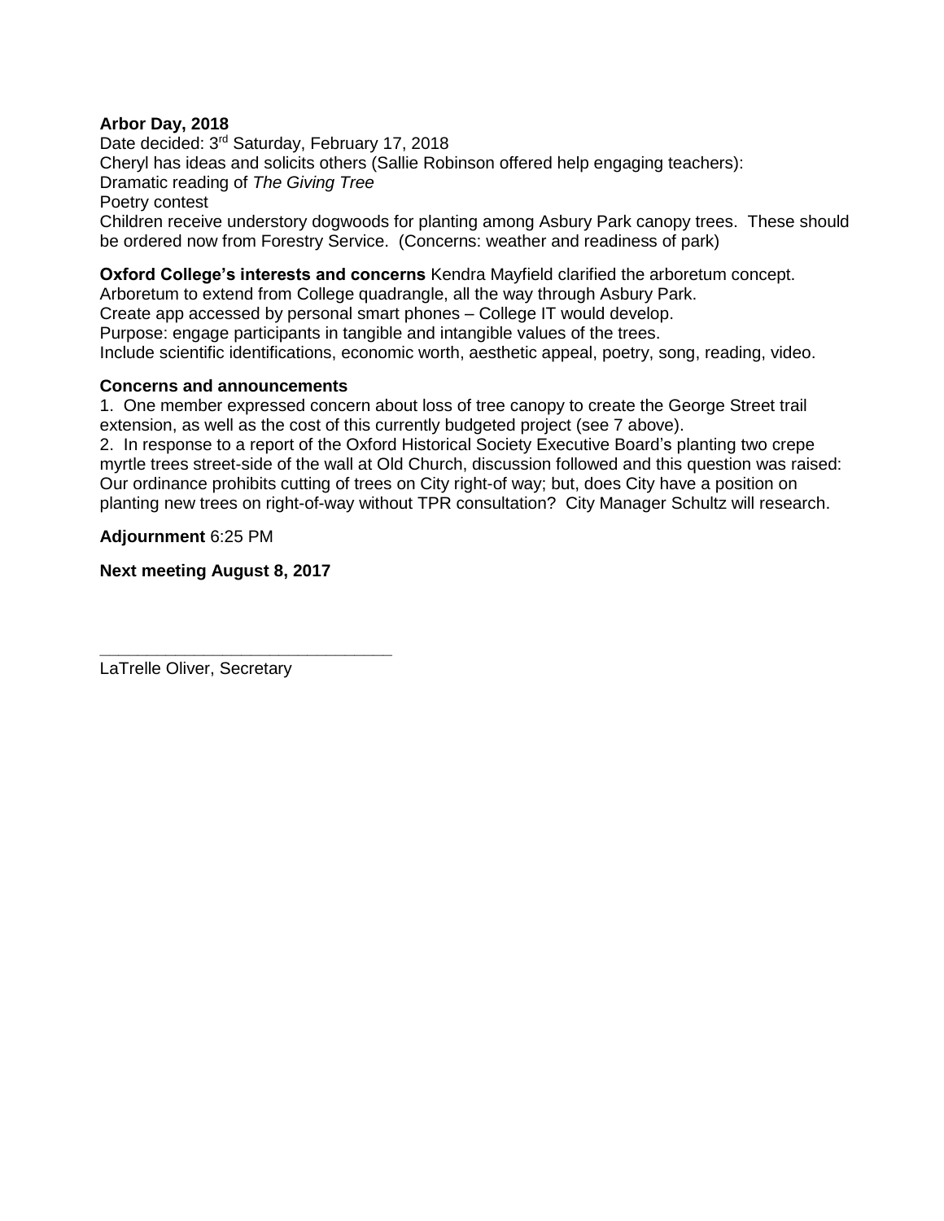**Arbor Day, 2018**
Date decided: 3rd Saturday, February 17, 2018
Cheryl has ideas and solicits others (Sallie Robinson offered help engaging teachers):
Dramatic reading of *The Giving Tree*
Poetry contest
Children receive understory dogwoods for planting among Asbury Park canopy trees. These should be ordered now from Forestry Service. (Concerns: weather and readiness of park)

**Oxford College's interests and concerns** Kendra Mayfield clarified the arboretum concept.
Arboretum to extend from College quadrangle, all the way through Asbury Park.
Create app accessed by personal smart phones – College IT would develop.
Purpose: engage participants in tangible and intangible values of the trees.
Include scientific identifications, economic worth, aesthetic appeal, poetry, song, reading, video.

**Concerns and announcements**
1. One member expressed concern about loss of tree canopy to create the George Street trail extension, as well as the cost of this currently budgeted project (see 7 above).
2. In response to a report of the Oxford Historical Society Executive Board's planting two crepe myrtle trees street-side of the wall at Old Church, discussion followed and this question was raised: Our ordinance prohibits cutting of trees on City right-of way; but, does City have a position on planting new trees on right-of-way without TPR consultation? City Manager Schultz will research.

**Adjournment** 6:25 PM

**Next meeting August 8, 2017**

_______________________________
LaTrelle Oliver, Secretary